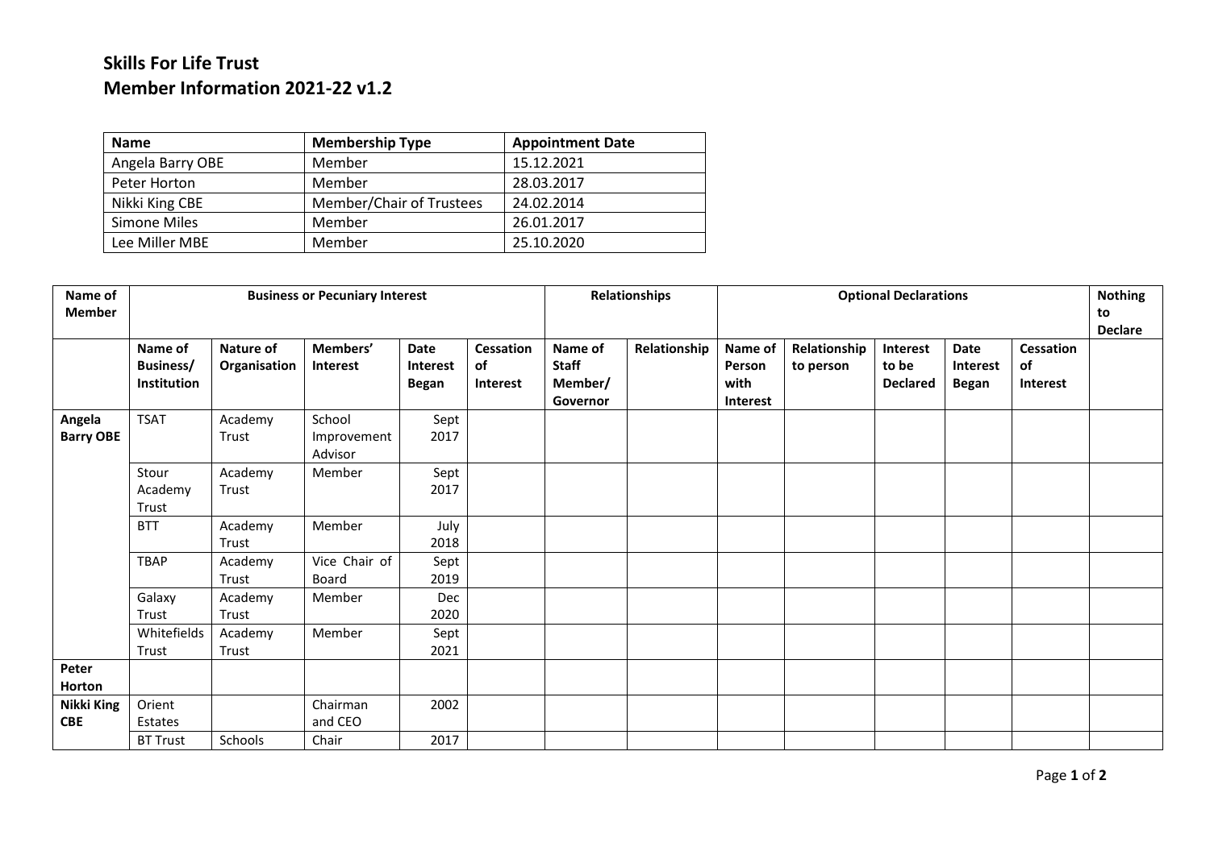## Skills For Life Trust
## Member Information 2021-22 v1.2

| Name | Membership Type | Appointment Date |
|---|---|---|
| Angela Barry OBE | Member | 15.12.2021 |
| Peter Horton | Member | 28.03.2017 |
| Nikki King CBE | Member/Chair of Trustees | 24.02.2014 |
| Simone Miles | Member | 26.01.2017 |
| Lee Miller MBE | Member | 25.10.2020 |

| Name of Member | Business or Pecuniary Interest | | | | | Relationships | | Optional Declarations | | | | | Nothing to Declare |
|---|---|---|---|---|---|---|---|---|---|---|---|---|---|
| | Name of Business/ Institution | Nature of Organisation | Members' Interest | Date Interest Began | Cessation of Interest | Name of Staff Member/ Governor | Relationship | Name of Person with Interest | Relationship to person | Interest to be Declared | Date Interest Began | Cessation of Interest | |
| Angela Barry OBE | TSAT | Academy Trust | School Improvement Advisor | Sept 2017 | | | | | | | | | |
| | Stour Academy Trust | Academy Trust | Member | Sept 2017 | | | | | | | | | |
| | BTT | Academy Trust | Member | July 2018 | | | | | | | | | |
| | TBAP | Academy Trust | Vice Chair of Board | Sept 2019 | | | | | | | | | |
| | Galaxy Trust | Academy Trust | Member | Dec 2020 | | | | | | | | | |
| | Whitefields Trust | Academy Trust | Member | Sept 2021 | | | | | | | | | |
| Peter Horton | | | | | | | | | | | | | |
| Nikki King CBE | Orient Estates | | Chairman and CEO | 2002 | | | | | | | | | |
| | BT Trust | Schools | Chair | 2017 | | | | | | | | | |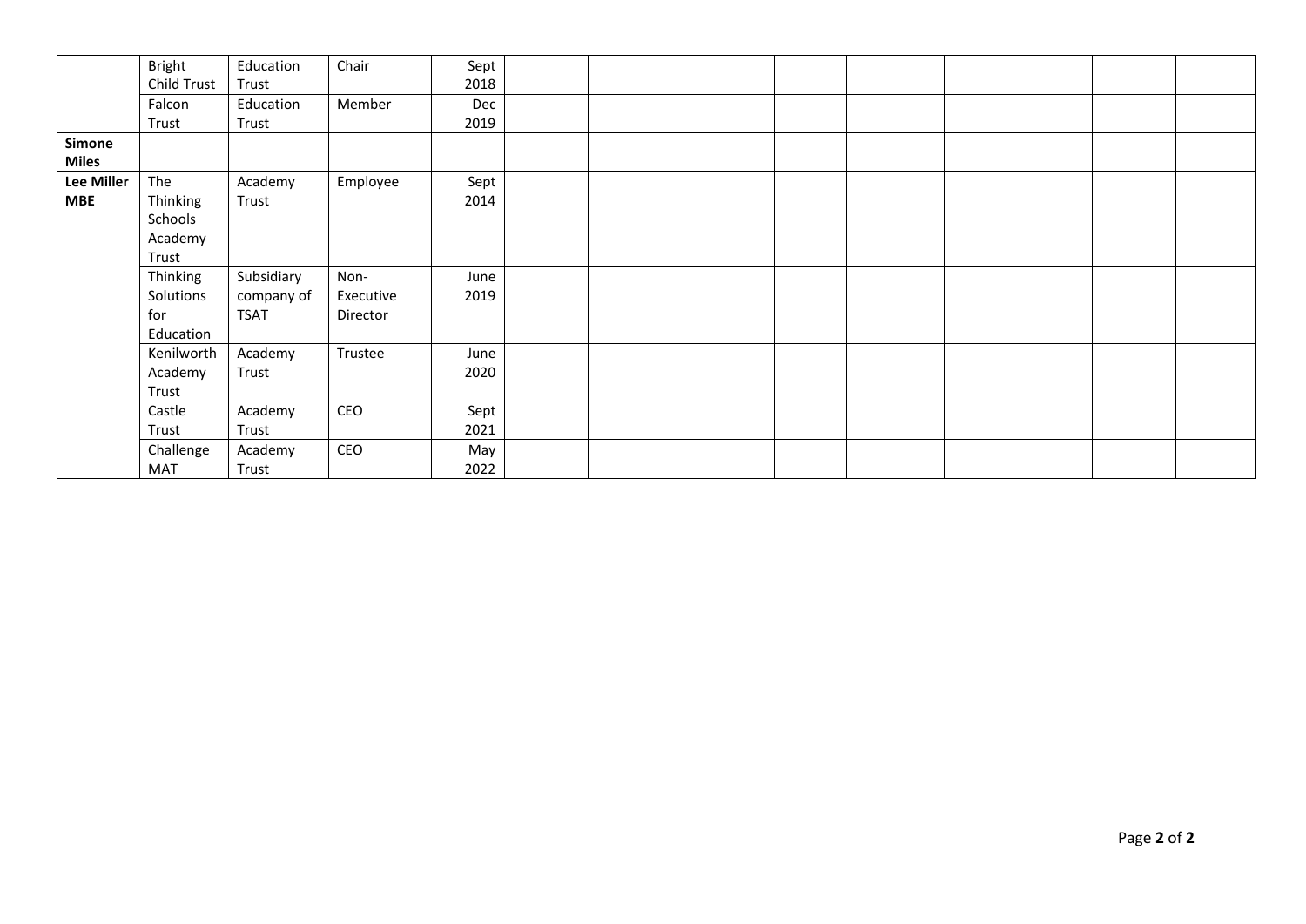| | | | | | | | | | | | | | |
|---|---|---|---|---|---|---|---|---|---|---|---|---|---|
| | Bright Child Trust | Education Trust | Chair | Sept 2018 | | | | | | | | | |
| | Falcon Trust | Education Trust | Member | Dec 2019 | | | | | | | | | |
| **Simone Miles** | | | | | | | | | | | | | |
| **Lee Miller MBE** | The Thinking Schools Academy Trust | Academy Trust | Employee | Sept 2014 | | | | | | | | | |
| | Thinking Solutions for Education | Subsidiary company of TSAT | Non-Executive Director | June 2019 | | | | | | | | | |
| | Kenilworth Academy Trust | Academy Trust | Trustee | June 2020 | | | | | | | | | |
| | Castle Trust | Academy Trust | CEO | Sept 2021 | | | | | | | | | |
| | Challenge MAT | Academy Trust | CEO | May 2022 | | | | | | | | | |